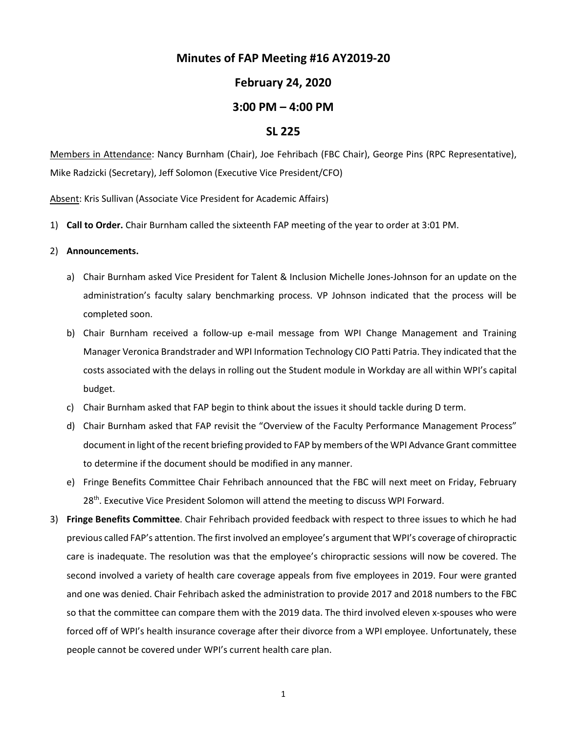# Minutes of FAP Meeting #16 AY2019-20

## February 24, 2020

## 3:00 PM – 4:00 PM

## SL 225

Members in Attendance: Nancy Burnham (Chair), Joe Fehribach (FBC Chair), George Pins (RPC Representative), Mike Radzicki (Secretary), Jeff Solomon (Executive Vice President/CFO)

Absent: Kris Sullivan (Associate Vice President for Academic Affairs)

1) **Call to Order.** Chair Burnham called the sixteenth FAP meeting of the year to order at 3:01 PM.

2) **Announcements.**

   a) Chair Burnham asked Vice President for Talent & Inclusion Michelle Jones-Johnson for an update on the administration's faculty salary benchmarking process. VP Johnson indicated that the process will be completed soon.

   b) Chair Burnham received a follow-up e-mail message from WPI Change Management and Training Manager Veronica Brandstrader and WPI Information Technology CIO Patti Patria. They indicated that the costs associated with the delays in rolling out the Student module in Workday are all within WPI's capital budget.

   c) Chair Burnham asked that FAP begin to think about the issues it should tackle during D term.

   d) Chair Burnham asked that FAP revisit the "Overview of the Faculty Performance Management Process" document in light of the recent briefing provided to FAP by members of the WPI Advance Grant committee to determine if the document should be modified in any manner.

   e) Fringe Benefits Committee Chair Fehribach announced that the FBC will next meet on Friday, February 28th. Executive Vice President Solomon will attend the meeting to discuss WPI Forward.

3) **Fringe Benefits Committee**. Chair Fehribach provided feedback with respect to three issues to which he had previous called FAP's attention. The first involved an employee's argument that WPI's coverage of chiropractic care is inadequate. The resolution was that the employee's chiropractic sessions will now be covered. The second involved a variety of health care coverage appeals from five employees in 2019. Four were granted and one was denied. Chair Fehribach asked the administration to provide 2017 and 2018 numbers to the FBC so that the committee can compare them with the 2019 data. The third involved eleven x-spouses who were forced off of WPI's health insurance coverage after their divorce from a WPI employee. Unfortunately, these people cannot be covered under WPI's current health care plan.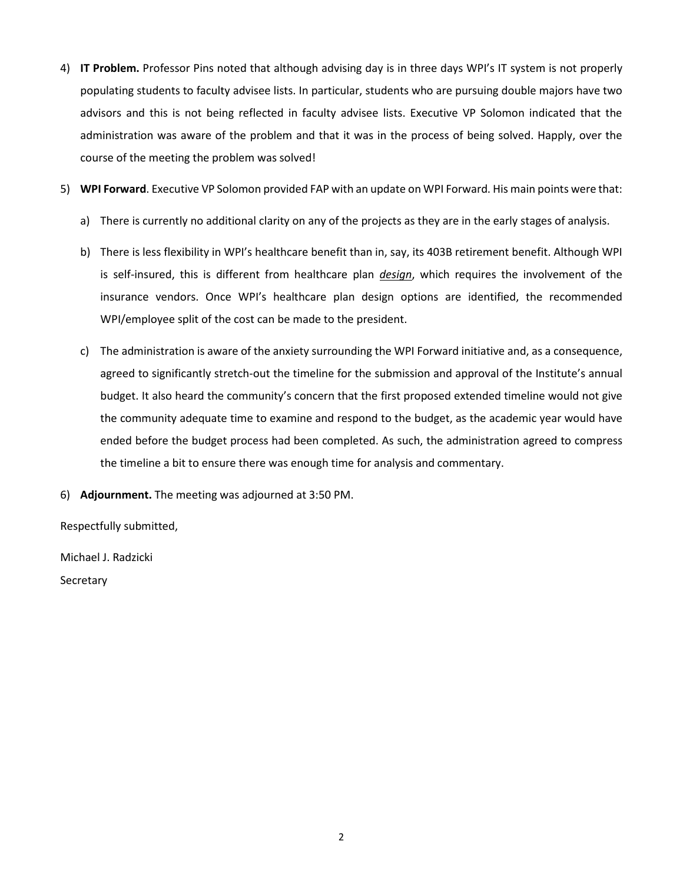4) **IT Problem.** Professor Pins noted that although advising day is in three days WPI's IT system is not properly populating students to faculty advisee lists. In particular, students who are pursuing double majors have two advisors and this is not being reflected in faculty advisee lists. Executive VP Solomon indicated that the administration was aware of the problem and that it was in the process of being solved. Happily, over the course of the meeting the problem was solved!

5) **WPI Forward**. Executive VP Solomon provided FAP with an update on WPI Forward. His main points were that:

   a) There is currently no additional clarity on any of the projects as they are in the early stages of analysis.

   b) There is less flexibility in WPI's healthcare benefit than in, say, its 403B retirement benefit. Although WPI is self-insured, this is different from healthcare plan ***design***, which requires the involvement of the insurance vendors. Once WPI's healthcare plan design options are identified, the recommended WPI/employee split of the cost can be made to the president.

   c) The administration is aware of the anxiety surrounding the WPI Forward initiative and, as a consequence, agreed to significantly stretch-out the timeline for the submission and approval of the Institute's annual budget. It also heard the community's concern that the first proposed extended timeline would not give the community adequate time to examine and respond to the budget, as the academic year would have ended before the budget process had been completed. As such, the administration agreed to compress the timeline a bit to ensure there was enough time for analysis and commentary.

6) **Adjournment.** The meeting was adjourned at 3:50 PM.

Respectfully submitted,

Michael J. Radzicki

Secretary